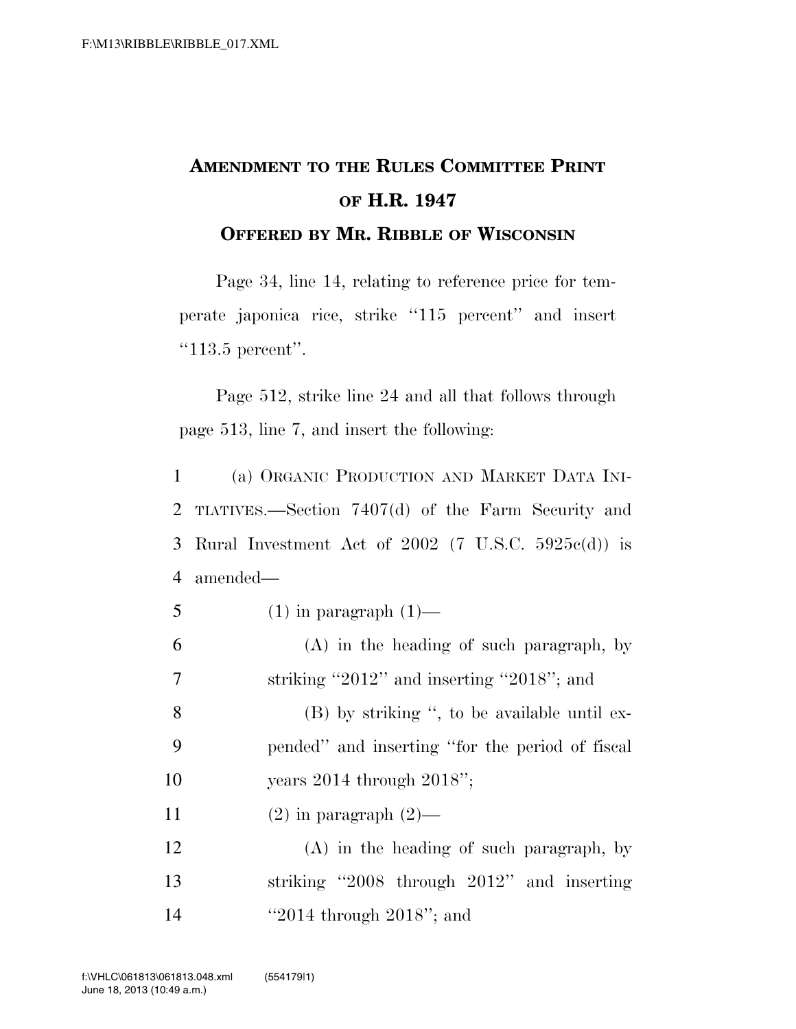# AMENDMENT TO THE RULES COMMITTEE PRINT OF H.R. 1947

## OFFERED BY MR. RIBBLE OF WISCONSIN

Page 34, line 14, relating to reference price for temperate japonica rice, strike "115 percent" and insert "113.5 percent".

Page 512, strike line 24 and all that follows through page 513, line 7, and insert the following:

1 (a) ORGANIC PRODUCTION AND MARKET DATA INI-
2 TIATIVES.—Section 7407(d) of the Farm Security and
3 Rural Investment Act of 2002 (7 U.S.C. 5925c(d)) is
4 amended—

5 (1) in paragraph (1)—

6 (A) in the heading of such paragraph, by
7 striking "2012" and inserting "2018"; and

8 (B) by striking ", to be available until ex-
9 pended" and inserting "for the period of fiscal
10 years 2014 through 2018";

11 (2) in paragraph (2)—

12 (A) in the heading of such paragraph, by
13 striking "2008 through 2012" and inserting
14 "2014 through 2018"; and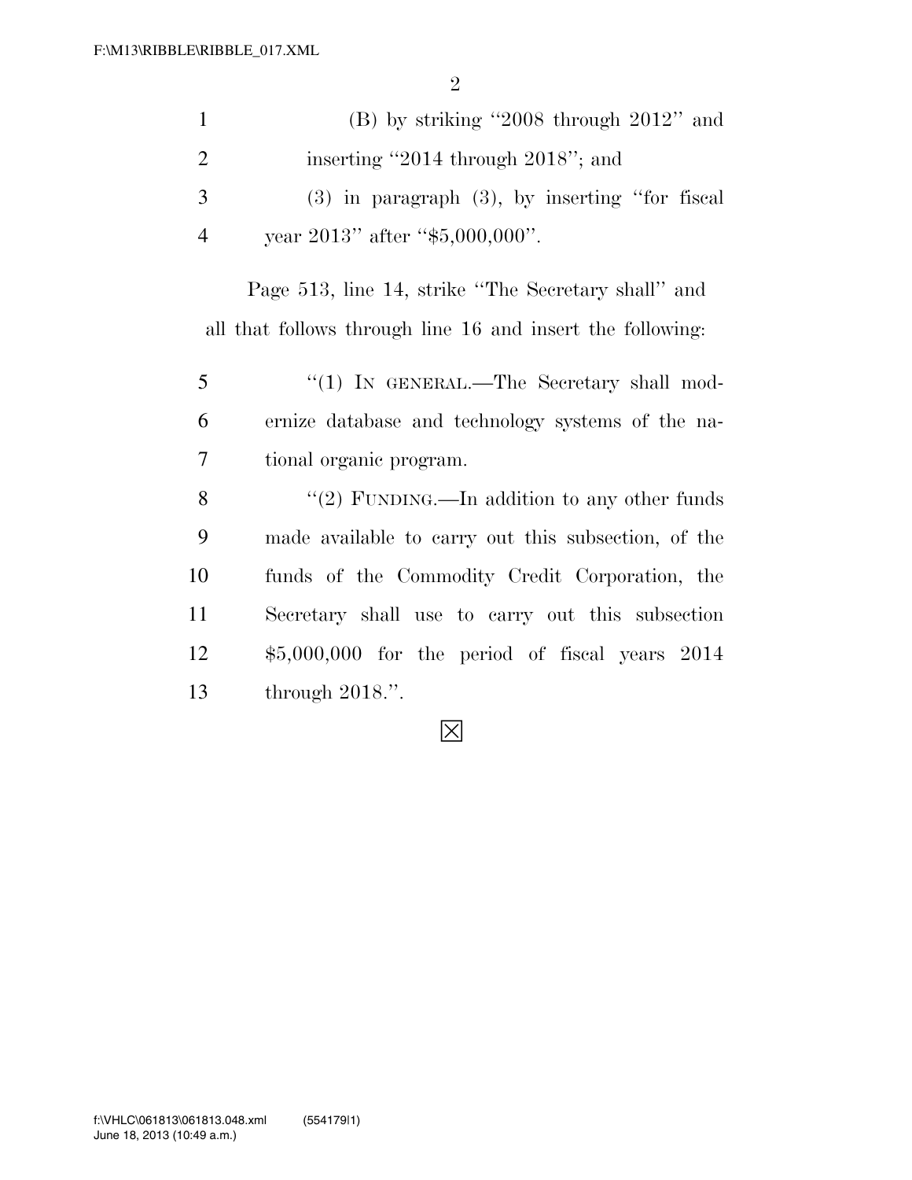(B) by striking "2008 through 2012" and inserting "2014 through 2018"; and

(3) in paragraph (3), by inserting "for fiscal year 2013" after "$5,000,000".

Page 513, line 14, strike "The Secretary shall" and all that follows through line 16 and insert the following:

"(1) IN GENERAL.—The Secretary shall modernize database and technology systems of the national organic program.

"(2) FUNDING.—In addition to any other funds made available to carry out this subsection, of the funds of the Commodity Credit Corporation, the Secretary shall use to carry out this subsection $5,000,000 for the period of fiscal years 2014 through 2018.".

☒